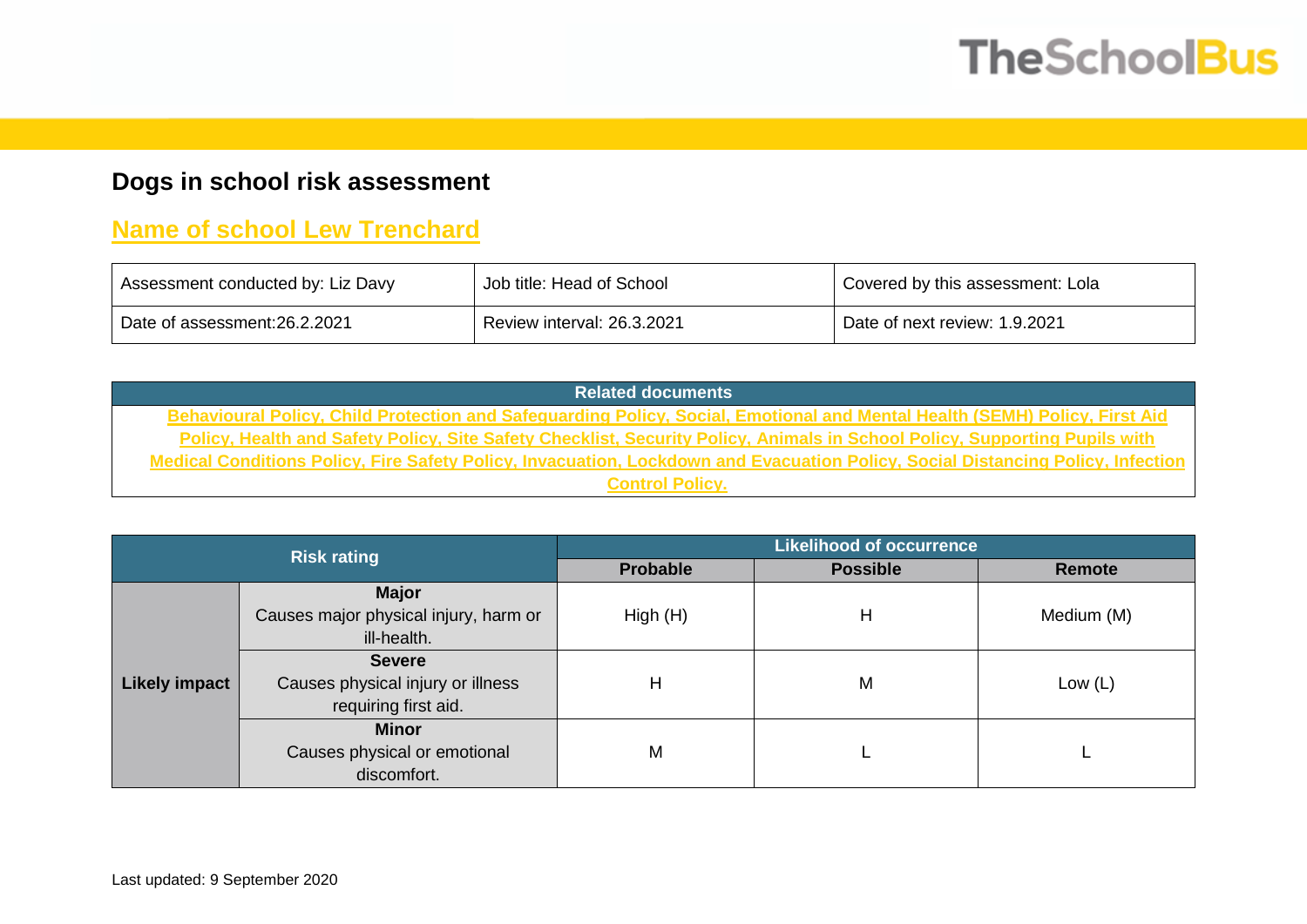# Dogs in school risk assessment

## Name of school Lew Trenchard

| Assessment conducted by: Liz Davy | Job title: Head of School | Covered by this assessment: Lola |
|---|---|---|
| Date of assessment:26.2.2021 | Review interval: 26.3.2021 | Date of next review: 1.9.2021 |

| Related documents |
|---|
| Behavioural Policy, Child Protection and Safeguarding Policy, Social, Emotional and Mental Health (SEMH) Policy, First Aid Policy, Health and Safety Policy, Site Safety Checklist, Security Policy, Animals in School Policy, Supporting Pupils with Medical Conditions Policy, Fire Safety Policy, Invacuation, Lockdown and Evacuation Policy, Social Distancing Policy, Infection Control Policy. |

| Risk rating | | Likelihood of occurrence | | |
|---|---|---|---|---|
| | | **Probable** | **Possible** | **Remote** |
| **Likely impact** | **Major** Causes major physical injury, harm or ill-health. | High (H) | H | Medium (M) |
| | **Severe** Causes physical injury or illness requiring first aid. | H | M | Low (L) |
| | **Minor** Causes physical or emotional discomfort. | M | L | L |

Last updated: 9 September 2020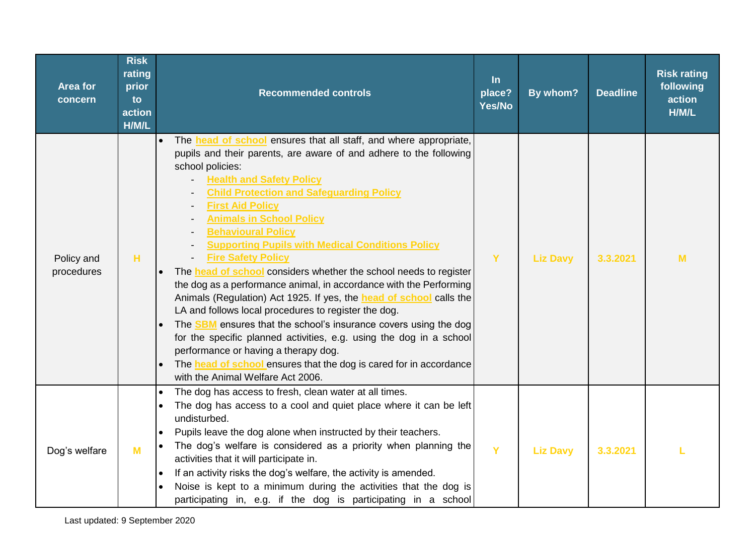| Area for concern | Risk rating prior to action H/M/L | Recommended controls | In place? Yes/No | By whom? | Deadline | Risk rating following action H/M/L |
|---|---|---|---|---|---|---|
| Policy and procedures | H | • The head of school ensures that all staff, and where appropriate, pupils and their parents, are aware of and adhere to the following school policies:<br>- Health and Safety Policy<br>- Child Protection and Safeguarding Policy<br>- First Aid Policy<br>- Animals in School Policy<br>- Behavioural Policy<br>- Supporting Pupils with Medical Conditions Policy<br>- Fire Safety Policy<br>• The head of school considers whether the school needs to register the dog as a performance animal, in accordance with the Performing Animals (Regulation) Act 1925. If yes, the head of school calls the LA and follows local procedures to register the dog.<br>• The SBM ensures that the school's insurance covers using the dog for the specific planned activities, e.g. using the dog in a school performance or having a therapy dog.<br>• The head of school ensures that the dog is cared for in accordance with the Animal Welfare Act 2006. | Y | Liz Davy | 3.3.2021 | M |
| Dog's welfare | M | • The dog has access to fresh, clean water at all times.<br>• The dog has access to a cool and quiet place where it can be left undisturbed.<br>• Pupils leave the dog alone when instructed by their teachers.<br>• The dog's welfare is considered as a priority when planning the activities that it will participate in.<br>• If an activity risks the dog's welfare, the activity is amended.<br>• Noise is kept to a minimum during the activities that the dog is participating in, e.g. if the dog is participating in a school | Y | Liz Davy | 3.3.2021 | L |

Last updated: 9 September 2020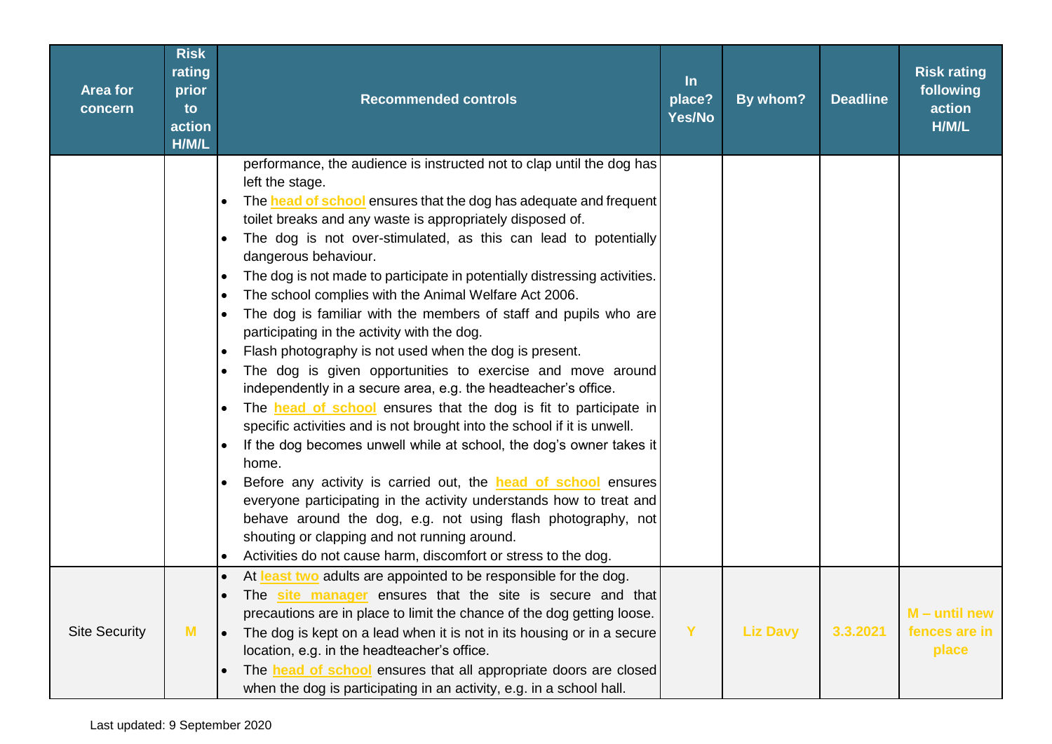| Area for concern | Risk rating prior to action H/M/L | Recommended controls | In place? Yes/No | By whom? | Deadline | Risk rating following action H/M/L |
|---|---|---|---|---|---|---|
| | | performance, the audience is instructed not to clap until the dog has left the stage.<br>• The **head of school** ensures that the dog has adequate and frequent toilet breaks and any waste is appropriately disposed of.<br>• The dog is not over-stimulated, as this can lead to potentially dangerous behaviour.<br>• The dog is not made to participate in potentially distressing activities.<br>• The school complies with the Animal Welfare Act 2006.<br>• The dog is familiar with the members of staff and pupils who are participating in the activity with the dog.<br>• Flash photography is not used when the dog is present.<br>• The dog is given opportunities to exercise and move around independently in a secure area, e.g. the headteacher's office.<br>• The **head of school** ensures that the dog is fit to participate in specific activities and is not brought into the school if it is unwell.<br>• If the dog becomes unwell while at school, the dog's owner takes it home.<br>• Before any activity is carried out, the **head of school** ensures everyone participating in the activity understands how to treat and behave around the dog, e.g. not using flash photography, not shouting or clapping and not running around.<br>• Activities do not cause harm, discomfort or stress to the dog. | | | | |
| Site Security | M | • At **least two** adults are appointed to be responsible for the dog.<br>• The **site manager** ensures that the site is secure and that precautions are in place to limit the chance of the dog getting loose.<br>• The dog is kept on a lead when it is not in its housing or in a secure location, e.g. in the headteacher's office.<br>• The **head of school** ensures that all appropriate doors are closed when the dog is participating in an activity, e.g. in a school hall. | Y | Liz Davy | 3.3.2021 | M – until new fences are in place |

Last updated: 9 September 2020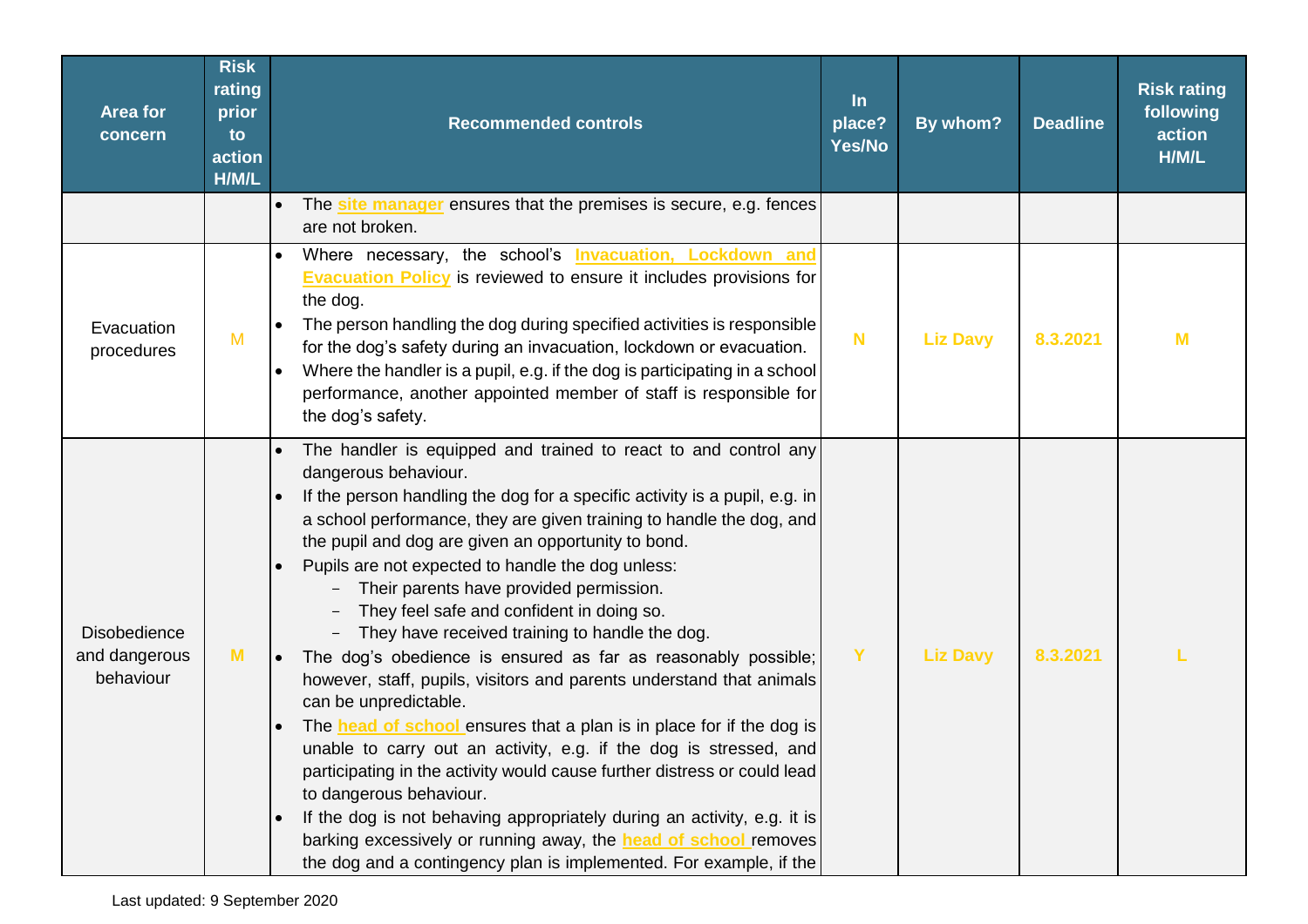| Area for concern | Risk rating prior to action H/M/L | Recommended controls | In place? Yes/No | By whom? | Deadline | Risk rating following action H/M/L |
|---|---|---|---|---|---|---|
| | | • The **site manager** ensures that the premises is secure, e.g. fences are not broken. | | | | |
| Evacuation procedures | M | • Where necessary, the school's **Invacuation, Lockdown and Evacuation Policy** is reviewed to ensure it includes provisions for the dog.<br>• The person handling the dog during specified activities is responsible for the dog's safety during an invacuation, lockdown or evacuation.<br>• Where the handler is a pupil, e.g. if the dog is participating in a school performance, another appointed member of staff is responsible for the dog's safety. | N | Liz Davy | 8.3.2021 | M |
| Disobedience and dangerous behaviour | M | • The handler is equipped and trained to react to and control any dangerous behaviour.<br>• If the person handling the dog for a specific activity is a pupil, e.g. in a school performance, they are given training to handle the dog, and the pupil and dog are given an opportunity to bond.<br>• Pupils are not expected to handle the dog unless:<br>  – Their parents have provided permission.<br>  – They feel safe and confident in doing so.<br>  – They have received training to handle the dog.<br>• The dog's obedience is ensured as far as reasonably possible; however, staff, pupils, visitors and parents understand that animals can be unpredictable.<br>• The **head of school** ensures that a plan is in place for if the dog is unable to carry out an activity, e.g. if the dog is stressed, and participating in the activity would cause further distress or could lead to dangerous behaviour.<br>• If the dog is not behaving appropriately during an activity, e.g. it is barking excessively or running away, the **head of school** removes the dog and a contingency plan is implemented. For example, if the | Y | Liz Davy | 8.3.2021 | L |

Last updated: 9 September 2020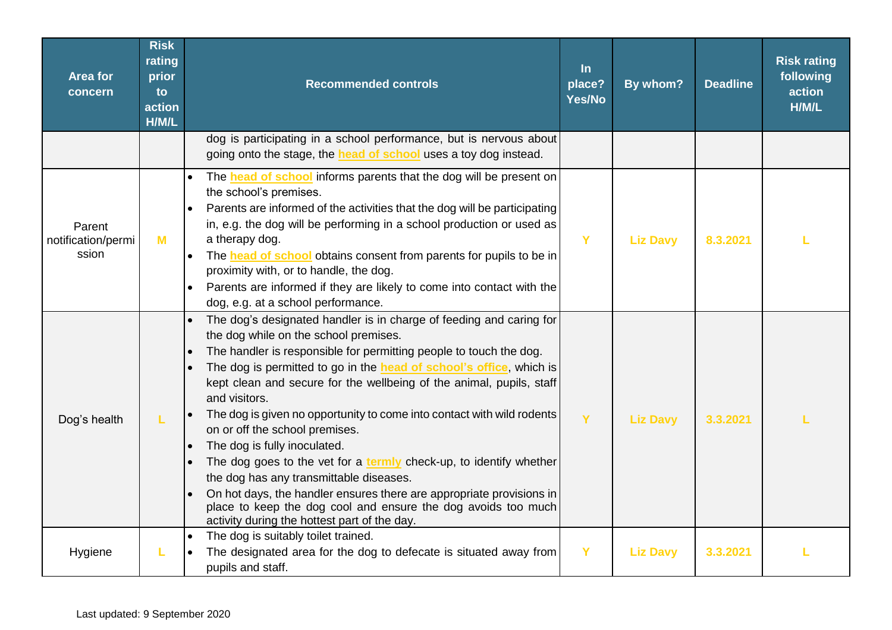| Area for concern | Risk rating prior to action H/M/L | Recommended controls | In place? Yes/No | By whom? | Deadline | Risk rating following action H/M/L |
|---|---|---|---|---|---|---|
| | | dog is participating in a school performance, but is nervous about going onto the stage, the head of school uses a toy dog instead. | | | | |
| Parent notification/permission | M | • The head of school informs parents that the dog will be present on the school's premises.<br>• Parents are informed of the activities that the dog will be participating in, e.g. the dog will be performing in a school production or used as a therapy dog.<br>• The head of school obtains consent from parents for pupils to be in proximity with, or to handle, the dog.<br>• Parents are informed if they are likely to come into contact with the dog, e.g. at a school performance. | Y | Liz Davy | 8.3.2021 | L |
| Dog's health | L | • The dog's designated handler is in charge of feeding and caring for the dog while on the school premises.<br>• The handler is responsible for permitting people to touch the dog.<br>• The dog is permitted to go in the head of school's office, which is kept clean and secure for the wellbeing of the animal, pupils, staff and visitors.<br>• The dog is given no opportunity to come into contact with wild rodents on or off the school premises.<br>• The dog is fully inoculated.<br>• The dog goes to the vet for a termly check-up, to identify whether the dog has any transmittable diseases.<br>• On hot days, the handler ensures there are appropriate provisions in place to keep the dog cool and ensure the dog avoids too much activity during the hottest part of the day. | Y | Liz Davy | 3.3.2021 | L |
| Hygiene | L | • The dog is suitably toilet trained.<br>• The designated area for the dog to defecate is situated away from pupils and staff. | Y | Liz Davy | 3.3.2021 | L |

Last updated: 9 September 2020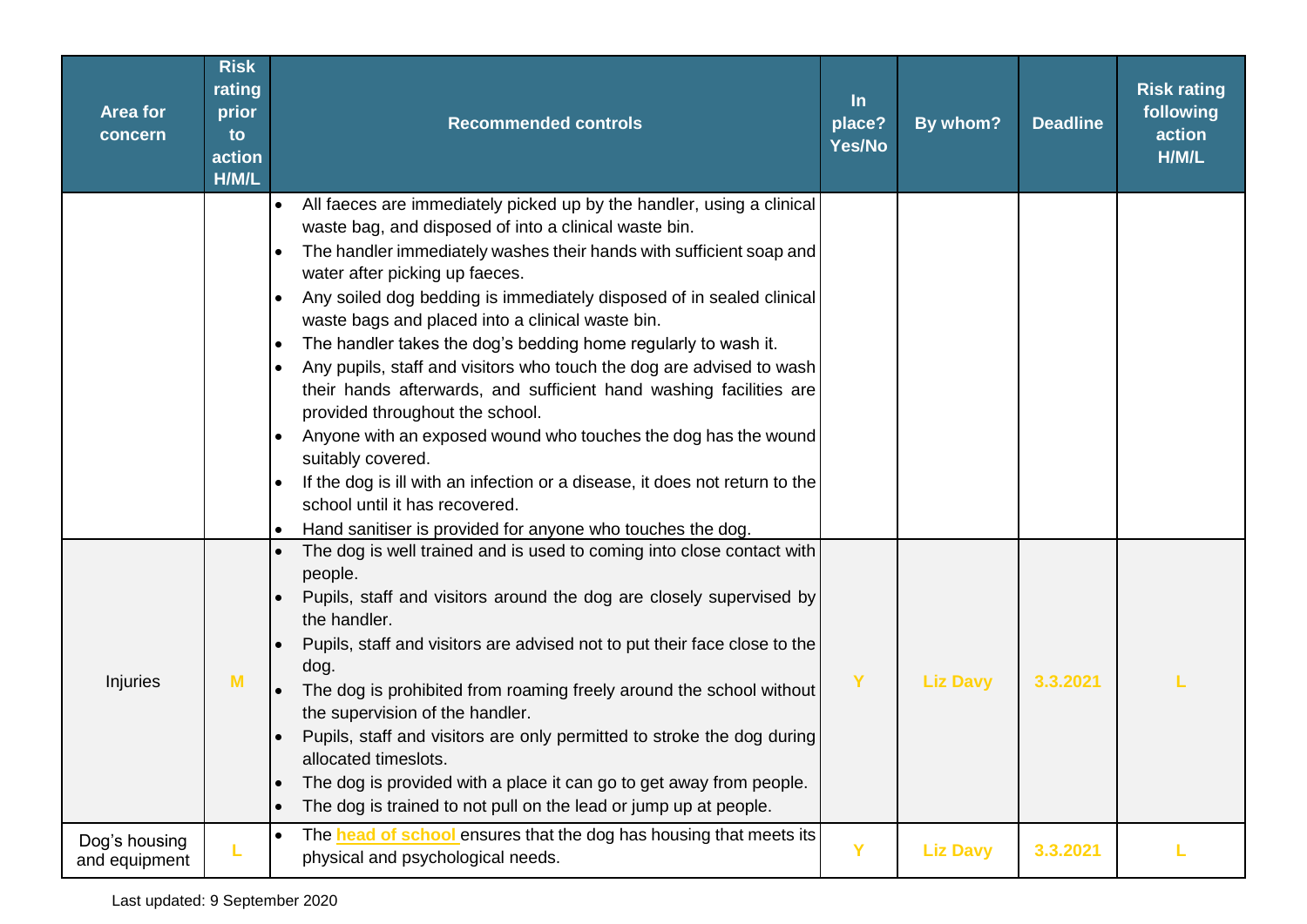| Area for concern | Risk rating prior to action H/M/L | Recommended controls | In place? Yes/No | By whom? | Deadline | Risk rating following action H/M/L |
|---|---|---|---|---|---|---|
| | | • All faeces are immediately picked up by the handler, using a clinical waste bag, and disposed of into a clinical waste bin.<br>• The handler immediately washes their hands with sufficient soap and water after picking up faeces.<br>• Any soiled dog bedding is immediately disposed of in sealed clinical waste bags and placed into a clinical waste bin.<br>• The handler takes the dog's bedding home regularly to wash it.<br>• Any pupils, staff and visitors who touch the dog are advised to wash their hands afterwards, and sufficient hand washing facilities are provided throughout the school.<br>• Anyone with an exposed wound who touches the dog has the wound suitably covered.<br>• If the dog is ill with an infection or a disease, it does not return to the school until it has recovered.<br>• Hand sanitiser is provided for anyone who touches the dog. | | | | |
| Injuries | M | • The dog is well trained and is used to coming into close contact with people.<br>• Pupils, staff and visitors around the dog are closely supervised by the handler.<br>• Pupils, staff and visitors are advised not to put their face close to the dog.<br>• The dog is prohibited from roaming freely around the school without the supervision of the handler.<br>• Pupils, staff and visitors are only permitted to stroke the dog during allocated timeslots.<br>• The dog is provided with a place it can go to get away from people.<br>• The dog is trained to not pull on the lead or jump up at people. | Y | Liz Davy | 3.3.2021 | L |
| Dog's housing and equipment | L | • The head of school ensures that the dog has housing that meets its physical and psychological needs. | Y | Liz Davy | 3.3.2021 | L |

Last updated: 9 September 2020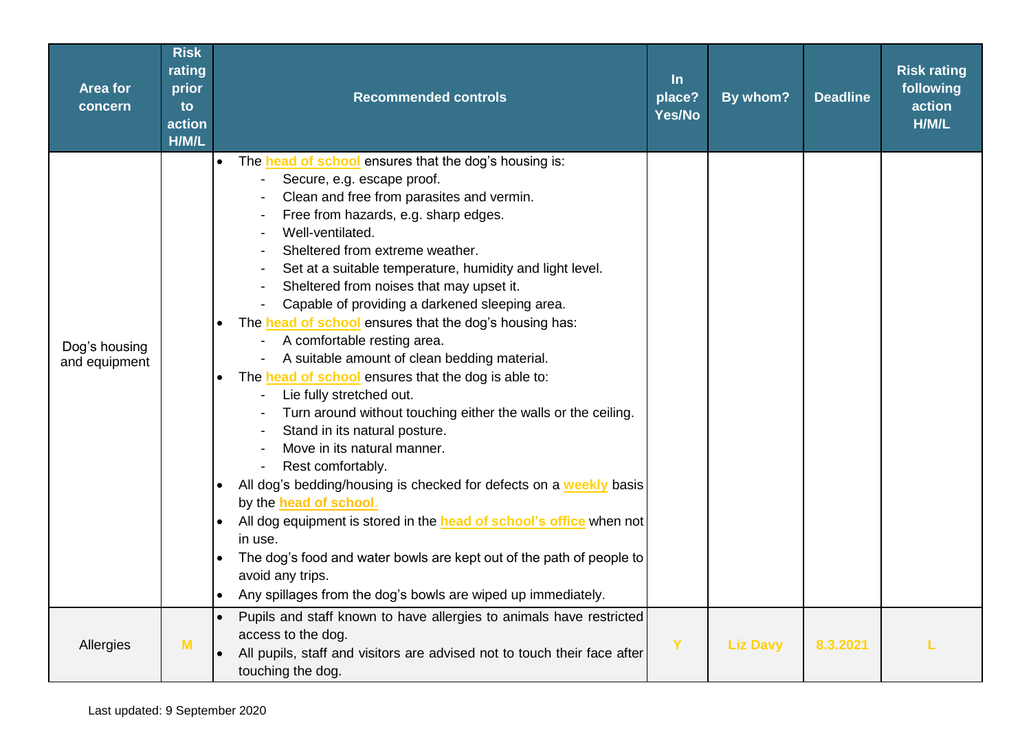| Area for concern | Risk rating prior to action H/M/L | Recommended controls | In place? Yes/No | By whom? | Deadline | Risk rating following action H/M/L |
|---|---|---|---|---|---|---|
| Dog's housing and equipment | | • The **head of school** ensures that the dog's housing is:<br>- Secure, e.g. escape proof.<br>- Clean and free from parasites and vermin.<br>- Free from hazards, e.g. sharp edges.<br>- Well-ventilated.<br>- Sheltered from extreme weather.<br>- Set at a suitable temperature, humidity and light level.<br>- Sheltered from noises that may upset it.<br>- Capable of providing a darkened sleeping area.<br>• The **head of school** ensures that the dog's housing has:<br>- A comfortable resting area.<br>- A suitable amount of clean bedding material.<br>• The **head of school** ensures that the dog is able to:<br>- Lie fully stretched out.<br>- Turn around without touching either the walls or the ceiling.<br>- Stand in its natural posture.<br>- Move in its natural manner.<br>- Rest comfortably.<br>• All dog's bedding/housing is checked for defects on a **weekly** basis by the **head of school**.<br>• All dog equipment is stored in the **head of school's office** when not in use.<br>• The dog's food and water bowls are kept out of the path of people to avoid any trips.<br>• Any spillages from the dog's bowls are wiped up immediately. | | | | |
| Allergies | M | • Pupils and staff known to have allergies to animals have restricted access to the dog.<br>• All pupils, staff and visitors are advised not to touch their face after touching the dog. | Y | Liz Davy | 8.3.2021 | L |

Last updated: 9 September 2020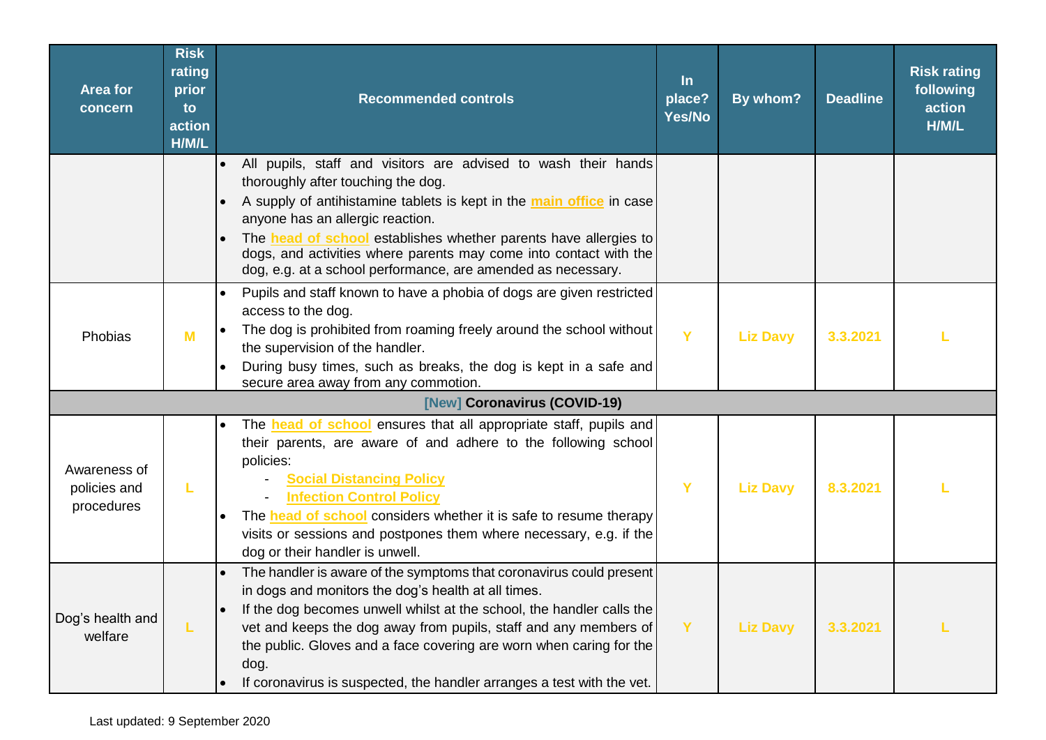| Area for concern | Risk rating prior to action H/M/L | Recommended controls | In place? Yes/No | By whom? | Deadline | Risk rating following action H/M/L |
|---|---|---|---|---|---|---|
| | | • All pupils, staff and visitors are advised to wash their hands thoroughly after touching the dog.<br>• A supply of antihistamine tablets is kept in the **main office** in case anyone has an allergic reaction.<br>• The **head of school** establishes whether parents have allergies to dogs, and activities where parents may come into contact with the dog, e.g. at a school performance, are amended as necessary. | | | | |
| Phobias | M | • Pupils and staff known to have a phobia of dogs are given restricted access to the dog.<br>• The dog is prohibited from roaming freely around the school without the supervision of the handler.<br>• During busy times, such as breaks, the dog is kept in a safe and secure area away from any commotion. | Y | Liz Davy | 3.3.2021 | L |
| **[New] Coronavirus (COVID-19)** | | | | | | |
| Awareness of policies and procedures | L | • The **head of school** ensures that all appropriate staff, pupils and their parents, are aware of and adhere to the following school policies:<br>- **Social Distancing Policy**<br>- **Infection Control Policy**<br>• The **head of school** considers whether it is safe to resume therapy visits or sessions and postpones them where necessary, e.g. if the dog or their handler is unwell. | Y | Liz Davy | 8.3.2021 | L |
| Dog's health and welfare | L | • The handler is aware of the symptoms that coronavirus could present in dogs and monitors the dog's health at all times.<br>• If the dog becomes unwell whilst at the school, the handler calls the vet and keeps the dog away from pupils, staff and any members of the public. Gloves and a face covering are worn when caring for the dog.<br>• If coronavirus is suspected, the handler arranges a test with the vet. | Y | Liz Davy | 3.3.2021 | L |

Last updated: 9 September 2020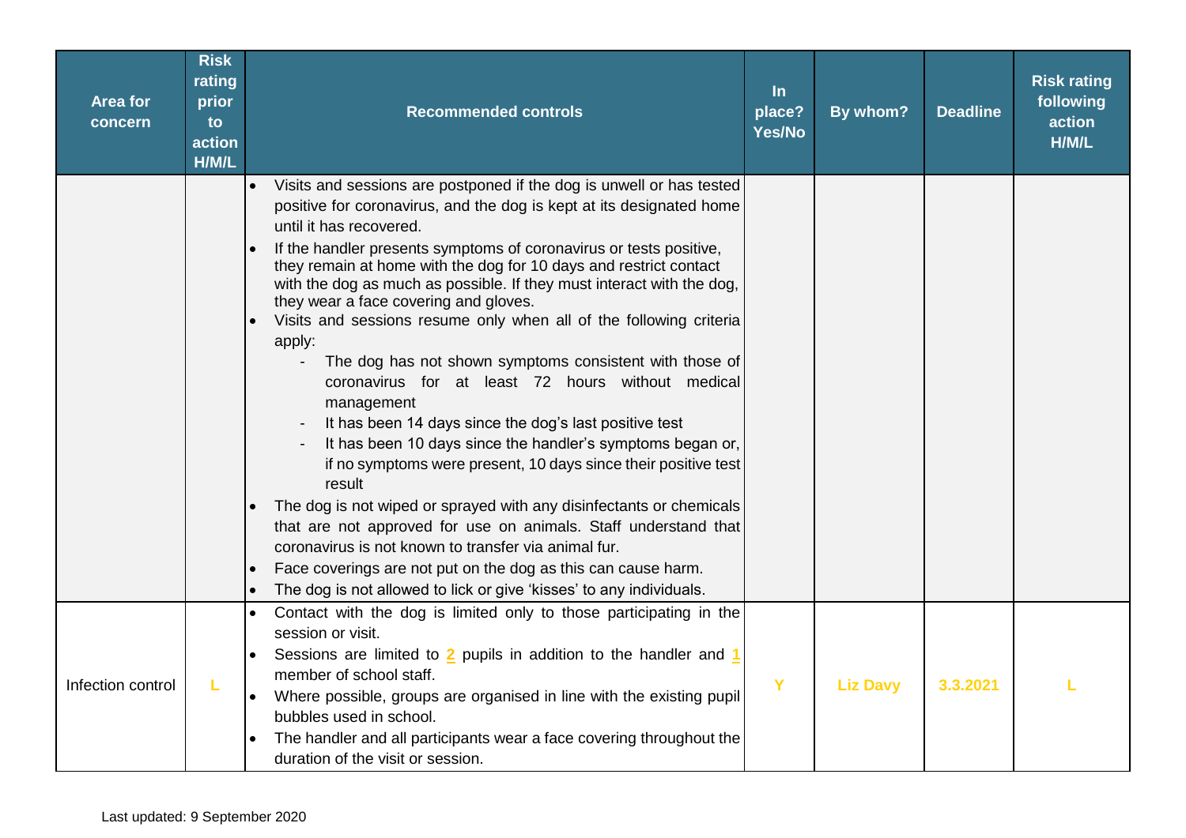| Area for concern | Risk rating prior to action H/M/L | Recommended controls | In place? Yes/No | By whom? | Deadline | Risk rating following action H/M/L |
|---|---|---|---|---|---|---|
| | | • Visits and sessions are postponed if the dog is unwell or has tested positive for coronavirus, and the dog is kept at its designated home until it has recovered.<br>• If the handler presents symptoms of coronavirus or tests positive, they remain at home with the dog for 10 days and restrict contact with the dog as much as possible. If they must interact with the dog, they wear a face covering and gloves.<br>• Visits and sessions resume only when all of the following criteria apply:<br>- The dog has not shown symptoms consistent with those of coronavirus for at least 72 hours without medical management<br>- It has been 14 days since the dog's last positive test<br>- It has been 10 days since the handler's symptoms began or, if no symptoms were present, 10 days since their positive test result<br>• The dog is not wiped or sprayed with any disinfectants or chemicals that are not approved for use on animals. Staff understand that coronavirus is not known to transfer via animal fur.<br>• Face coverings are not put on the dog as this can cause harm.<br>• The dog is not allowed to lick or give 'kisses' to any individuals. | | | | |
| Infection control | L | • Contact with the dog is limited only to those participating in the session or visit.<br>• Sessions are limited to **2** pupils in addition to the handler and **1** member of school staff.<br>• Where possible, groups are organised in line with the existing pupil bubbles used in school.<br>• The handler and all participants wear a face covering throughout the duration of the visit or session. | Y | Liz Davy | 3.3.2021 | L |

Last updated: 9 September 2020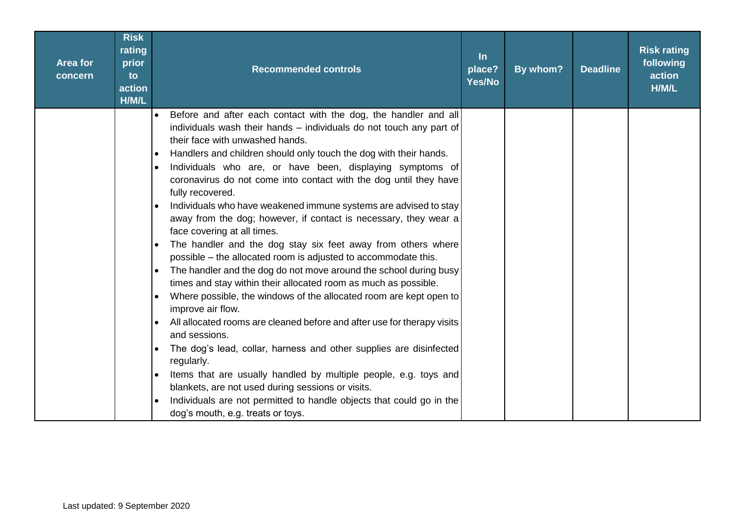| Area for concern | Risk rating prior to action H/M/L | Recommended controls | In place? Yes/No | By whom? | Deadline | Risk rating following action H/M/L |
|---|---|---|---|---|---|---|
| | | • Before and after each contact with the dog, the handler and all individuals wash their hands – individuals do not touch any part of their face with unwashed hands.<br>• Handlers and children should only touch the dog with their hands.<br>• Individuals who are, or have been, displaying symptoms of coronavirus do not come into contact with the dog until they have fully recovered.<br>• Individuals who have weakened immune systems are advised to stay away from the dog; however, if contact is necessary, they wear a face covering at all times.<br>• The handler and the dog stay six feet away from others where possible – the allocated room is adjusted to accommodate this.<br>• The handler and the dog do not move around the school during busy times and stay within their allocated room as much as possible.<br>• Where possible, the windows of the allocated room are kept open to improve air flow.<br>• All allocated rooms are cleaned before and after use for therapy visits and sessions.<br>• The dog's lead, collar, harness and other supplies are disinfected regularly.<br>• Items that are usually handled by multiple people, e.g. toys and blankets, are not used during sessions or visits.<br>• Individuals are not permitted to handle objects that could go in the dog's mouth, e.g. treats or toys. | | | | |

Last updated: 9 September 2020